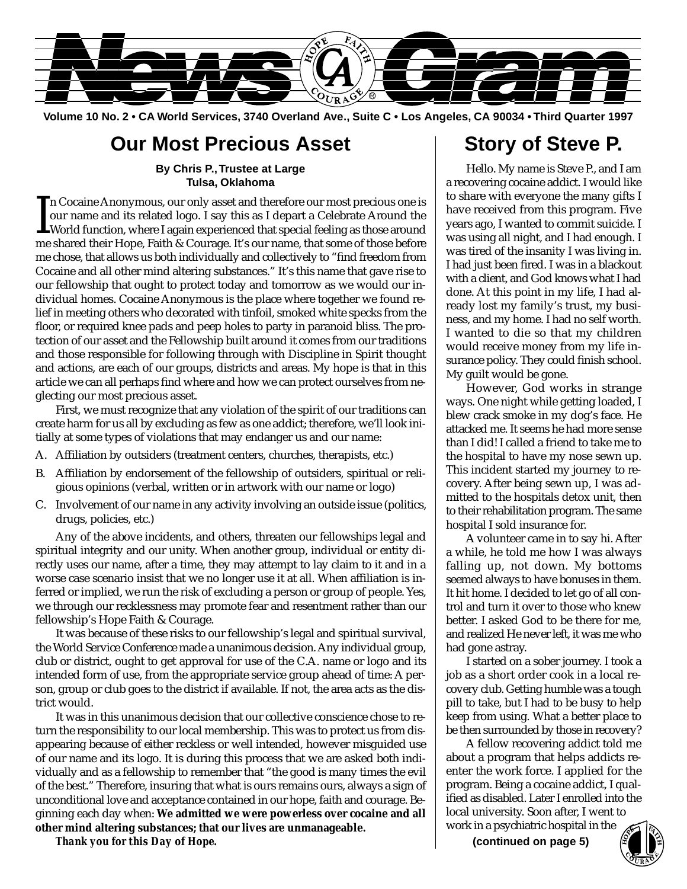# NewsGram

**Volume 10 No. 2 • CA World Services, 3740 Overland Ave., Suite C • Los Angeles, CA 90034 • Third Quarter 1997**

## Our Most Precious Asset

**By Chris P., Trustee at Large**
**Tulsa, Oklahoma**

In Cocaine Anonymous, our only asset and therefore our most precious one is our name and its related logo. I say this as I depart a Celebrate Around the World function, where I again experienced that special feeling as those around me shared their Hope, Faith & Courage. It's our name, that some of those before me chose, that allows us both individually and collectively to "find freedom from Cocaine and all other mind altering substances." It's this name that gave rise to our fellowship that ought to protect today and tomorrow as we would our individual homes. Cocaine Anonymous is the place where together we found relief in meeting others who decorated with tinfoil, smoked white specks from the floor, or required knee pads and peep holes to party in paranoid bliss. The protection of our asset and the Fellowship built around it comes from our traditions and those responsible for following through with Discipline in Spirit thought and actions, are each of our groups, districts and areas. My hope is that in this article we can all perhaps find where and how we can protect ourselves from neglecting our most precious asset.

First, we must recognize that any violation of the spirit of our traditions can create harm for us all by excluding as few as one addict; therefore, we'll look initially at some types of violations that may endanger us and our name:

A. Affiliation by outsiders (treatment centers, churches, therapists, etc.)

B. Affiliation by endorsement of the fellowship of outsiders, spiritual or religious opinions (verbal, written or in artwork with our name or logo)

C. Involvement of our name in any activity involving an outside issue (politics, drugs, policies, etc.)

Any of the above incidents, and others, threaten our fellowships legal and spiritual integrity and our unity. When another group, individual or entity directly uses our name, after a time, they may attempt to lay claim to it and in a worse case scenario insist that we no longer use it at all. When affiliation is inferred or implied, we run the risk of excluding a person or group of people. Yes, we through our recklessness may promote fear and resentment rather than our fellowship's Hope Faith & Courage.

It was because of these risks to our fellowship's legal and spiritual survival, the World Service Conference made a unanimous decision. Any individual group, club or district, ought to get approval for use of the C.A. name or logo and its intended form of use, from the appropriate service group ahead of time: A person, group or club goes to the district if available. If not, the area acts as the district would.

It was in this unanimous decision that our collective conscience chose to return the responsibility to our local membership. This was to protect us from disappearing because of either reckless or well intended, however misguided use of our name and its logo. It is during this process that we are asked both individually and as a fellowship to remember that "the good is many times the evil of the best." Therefore, insuring that what is ours remains ours, always a sign of unconditional love and acceptance contained in our hope, faith and courage. Beginning each day when: **We admitted we were powerless over cocaine and all other mind altering substances; that our lives are unmanageable.**

***Thank you for this Day of Hope.***

## Story of Steve P.

Hello. My name is Steve P., and I am a recovering cocaine addict. I would like to share with everyone the many gifts I have received from this program. Five years ago, I wanted to commit suicide. I was using all night, and I had enough. I was tired of the insanity I was living in. I had just been fired. I was in a blackout with a client, and God knows what I had done. At this point in my life, I had already lost my family's trust, my business, and my home. I had no self worth. I wanted to die so that my children would receive money from my life insurance policy. They could finish school. My guilt would be gone.

However, God works in strange ways. One night while getting loaded, I blew crack smoke in my dog's face. He attacked me. It seems he had more sense than I did! I called a friend to take me to the hospital to have my nose sewn up. This incident started my journey to recovery. After being sewn up, I was admitted to the hospitals detox unit, then to their rehabilitation program. The same hospital I sold insurance for.

A volunteer came in to say hi. After a while, he told me how I was always falling up, not down. My bottoms seemed always to have bonuses in them. It hit home. I decided to let go of all control and turn it over to those who knew better. I asked God to be there for me, and realized He never left, it was me who had gone astray.

I started on a sober journey. I took a job as a short order cook in a local recovery club. Getting humble was a tough pill to take, but I had to be busy to help keep from using. What a better place to be then surrounded by those in recovery?

A fellow recovering addict told me about a program that helps addicts reenter the work force. I applied for the program. Being a cocaine addict, I qualified as disabled. Later I enrolled into the local university. Soon after, I went to work in a psychiatric hospital in the

**(continued on page 5)**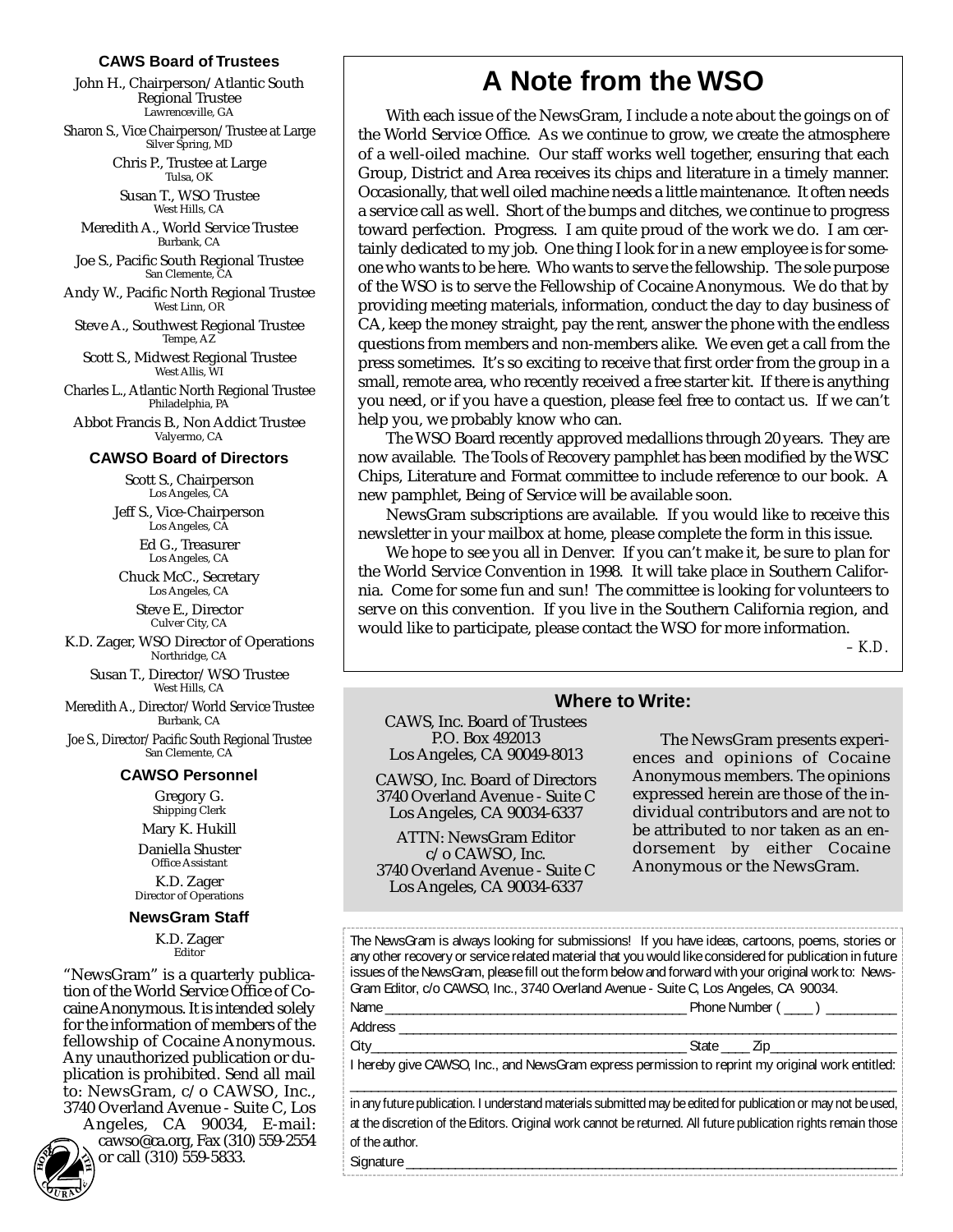### CAWS Board of Trustees

John H., Chairperson/Atlantic South Regional Trustee
Lawrenceville, GA

Sharon S., Vice Chairperson/Trustee at Large
Silver Spring, MD

Chris P., Trustee at Large
Tulsa, OK

Susan T., WSO Trustee
West Hills, CA

Meredith A., World Service Trustee
Burbank, CA

Joe S., Pacific South Regional Trustee
San Clemente, CA

Andy W., Pacific North Regional Trustee
West Linn, OR

Steve A., Southwest Regional Trustee
Tempe, AZ

Scott S., Midwest Regional Trustee
West Allis, WI

Charles L., Atlantic North Regional Trustee
Philadelphia, PA

Abbot Francis B., Non Addict Trustee
Valyermo, CA

### CAWSO Board of Directors

Scott S., Chairperson
Los Angeles, CA

Jeff S., Vice-Chairperson
Los Angeles, CA

Ed G., Treasurer
Los Angeles, CA

Chuck McC., Secretary
Los Angeles, CA

Steve E., Director
Culver City, CA

K.D. Zager, WSO Director of Operations
Northridge, CA

Susan T., Director/WSO Trustee
West Hills, CA

Meredith A., Director/World Service Trustee
Burbank, CA

Joe S., Director/Pacific South Regional Trustee
San Clemente, CA

### CAWSO Personnel

Gregory G.
Shipping Clerk

Mary K. Hukill

Daniella Shuster
Office Assistant

K.D. Zager
Director of Operations

### NewsGram Staff

K.D. Zager
Editor

"NewsGram" is a quarterly publication of the World Service Office of Cocaine Anonymous. It is intended solely for the information of members of the fellowship of Cocaine Anonymous. Any unauthorized publication or duplication is prohibited. Send all mail to: NewsGram, c/o CAWSO, Inc., 3740 Overland Avenue - Suite C, Los Angeles, CA 90034, E-mail: cawso@ca.org, Fax (310) 559-2554 or call (310) 559-5833.

# A Note from the WSO

With each issue of the NewsGram, I include a note about the goings on of the World Service Office. As we continue to grow, we create the atmosphere of a well-oiled machine. Our staff works well together, ensuring that each Group, District and Area receives its chips and literature in a timely manner. Occasionally, that well oiled machine needs a little maintenance. It often needs a service call as well. Short of the bumps and ditches, we continue to progress toward perfection. Progress. I am quite proud of the work we do. I am certainly dedicated to my job. One thing I look for in a new employee is for someone who wants to be here. Who wants to serve the fellowship. The sole purpose of the WSO is to serve the Fellowship of Cocaine Anonymous. We do that by providing meeting materials, information, conduct the day to day business of CA, keep the money straight, pay the rent, answer the phone with the endless questions from members and non-members alike. We even get a call from the press sometimes. It's so exciting to receive that first order from the group in a small, remote area, who recently received a free starter kit. If there is anything you need, or if you have a question, please feel free to contact us. If we can't help you, we probably know who can.

The WSO Board recently approved medallions through 20 years. They are now available. The Tools of Recovery pamphlet has been modified by the WSC Chips, Literature and Format committee to include reference to our book. A new pamphlet, Being of Service will be available soon.

NewsGram subscriptions are available. If you would like to receive this newsletter in your mailbox at home, please complete the form in this issue.

We hope to see you all in Denver. If you can't make it, be sure to plan for the World Service Convention in 1998. It will take place in Southern California. Come for some fun and sun! The committee is looking for volunteers to serve on this convention. If you live in the Southern California region, and would like to participate, please contact the WSO for more information.

*– K.D.*

### Where to Write:

CAWS, Inc. Board of Trustees
P.O. Box 492013
Los Angeles, CA 90049-8013

CAWSO, Inc. Board of Directors
3740 Overland Avenue - Suite C
Los Angeles, CA 90034-6337

ATTN: NewsGram Editor
c/o CAWSO, Inc.
3740 Overland Avenue - Suite C
Los Angeles, CA 90034-6337

The NewsGram presents experiences and opinions of Cocaine Anonymous members. The opinions expressed herein are those of the individual contributors and are not to be attributed to nor taken as an endorsement by either Cocaine Anonymous or the NewsGram.

The NewsGram is always looking for submissions! If you have ideas, cartoons, poems, stories or any other recovery or service related material that you would like considered for publication in future issues of the NewsGram, please fill out the form below and forward with your original work to: NewsGram Editor, c/o CAWSO, Inc., 3740 Overland Avenue - Suite C, Los Angeles, CA 90034.

Name ______________________________ Phone Number ( ____ ) __________

Address ____________________________________________________

City______________________________ State ____ Zip_______________

I hereby give CAWSO, Inc., and NewsGram express permission to reprint my original work entitled:

____________________________________________________________

in any future publication. I understand materials submitted may be edited for publication or may not be used, at the discretion of the Editors. Original work cannot be returned. All future publication rights remain those of the author.

Signature ___________________________________________________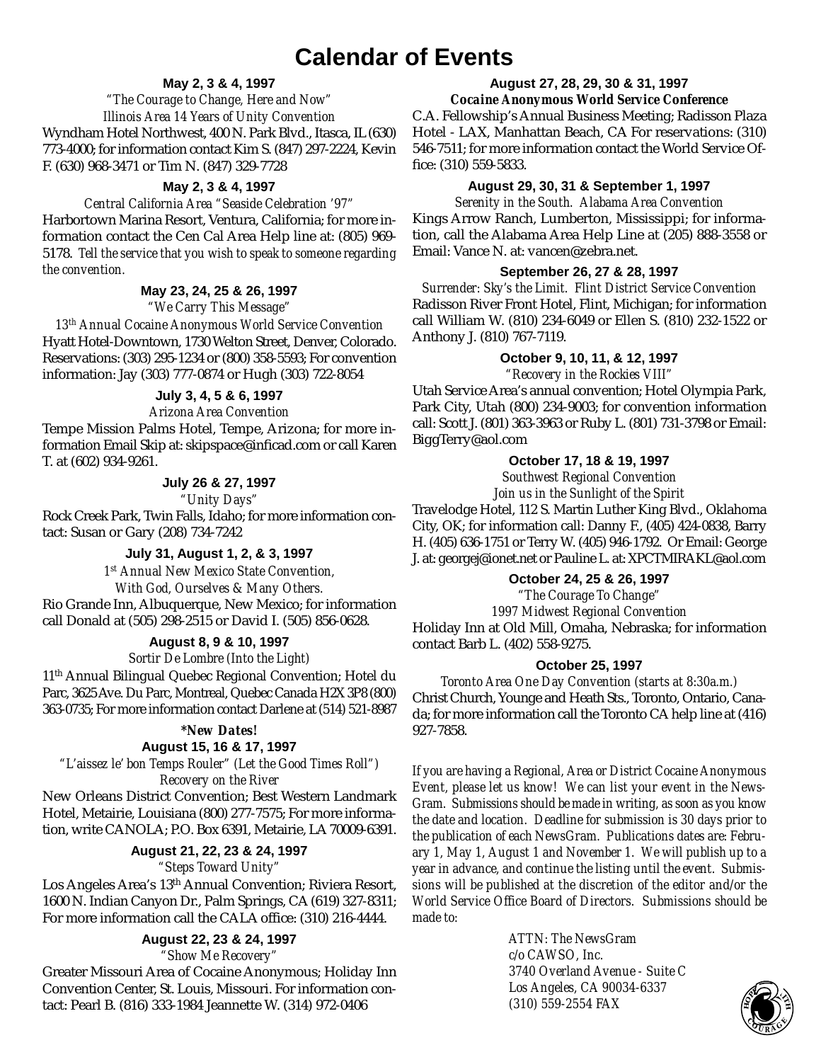# Calendar of Events

### May 2, 3 & 4, 1997

*"The Courage to Change, Here and Now"*

*Illinois Area 14 Years of Unity Convention*

Wyndham Hotel Northwest, 400 N. Park Blvd., Itasca, IL (630) 773-4000; for information contact Kim S. (847) 297-2224, Kevin F. (630) 968-3471 or Tim N. (847) 329-7728

### May 2, 3 & 4, 1997

*Central California Area "Seaside Celebration '97"*

Harbortown Marina Resort, Ventura, California; for more information contact the Cen Cal Area Help line at: (805) 969-5178. *Tell the service that you wish to speak to someone regarding the convention.*

### May 23, 24, 25 & 26, 1997

*"We Carry This Message"*

*13th Annual Cocaine Anonymous World Service Convention*

Hyatt Hotel-Downtown, 1730 Welton Street, Denver, Colorado. Reservations: (303) 295-1234 or (800) 358-5593; For convention information: Jay (303) 777-0874 or Hugh (303) 722-8054

### July 3, 4, 5 & 6, 1997

*Arizona Area Convention*

Tempe Mission Palms Hotel, Tempe, Arizona; for more information Email Skip at: skipspace@inficad.com or call Karen T. at (602) 934-9261.

### July 26 & 27, 1997

*"Unity Days"*

Rock Creek Park, Twin Falls, Idaho; for more information contact: Susan or Gary (208) 734-7242

### July 31, August 1, 2, & 3, 1997

*1st Annual New Mexico State Convention,*

*With God, Ourselves & Many Others.*

Rio Grande Inn, Albuquerque, New Mexico; for information call Donald at (505) 298-2515 or David I. (505) 856-0628.

### August 8, 9 & 10, 1997

*Sortir De Lombre (Into the Light)*

11th Annual Bilingual Quebec Regional Convention; Hotel du Parc, 3625 Ave. Du Parc, Montreal, Quebec Canada H2X 3P8 (800) 363-0735; For more information contact Darlene at (514) 521-8987

***New Dates!**

### August 15, 16 & 17, 1997

*"L'aissez le' bon Temps Rouler" (Let the Good Times Roll")*

*Recovery on the River*

New Orleans District Convention; Best Western Landmark Hotel, Metairie, Louisiana (800) 277-7575; For more information, write CANOLA; P.O. Box 6391, Metairie, LA 70009-6391.

### August 21, 22, 23 & 24, 1997

*"Steps Toward Unity"*

Los Angeles Area's 13th Annual Convention; Riviera Resort, 1600 N. Indian Canyon Dr., Palm Springs, CA (619) 327-8311; For more information call the CALA office: (310) 216-4444.

### August 22, 23 & 24, 1997

*"Show Me Recovery"*

Greater Missouri Area of Cocaine Anonymous; Holiday Inn Convention Center, St. Louis, Missouri. For information contact: Pearl B. (816) 333-1984 Jeannette W. (314) 972-0406

### August 27, 28, 29, 30 & 31, 1997

***Cocaine Anonymous World Service Conference***

C.A. Fellowship's Annual Business Meeting; Radisson Plaza Hotel - LAX, Manhattan Beach, CA For reservations: (310) 546-7511; for more information contact the World Service Office: (310) 559-5833.

### August 29, 30, 31 & September 1, 1997

*Serenity in the South. Alabama Area Convention*

Kings Arrow Ranch, Lumberton, Mississippi; for information, call the Alabama Area Help Line at (205) 888-3558 or Email: Vance N. at: vancen@zebra.net.

### September 26, 27 & 28, 1997

*Surrender: Sky's the Limit. Flint District Service Convention*

Radisson River Front Hotel, Flint, Michigan; for information call William W. (810) 234-6049 or Ellen S. (810) 232-1522 or Anthony J. (810) 767-7119.

### October 9, 10, 11, & 12, 1997

*"Recovery in the Rockies VIII"*

Utah Service Area's annual convention; Hotel Olympia Park, Park City, Utah (800) 234-9003; for convention information call: Scott J. (801) 363-3963 or Ruby L. (801) 731-3798 or Email: BiggTerry@aol.com

### October 17, 18 & 19, 1997

*Southwest Regional Convention*

*Join us in the Sunlight of the Spirit*

Travelodge Hotel, 112 S. Martin Luther King Blvd., Oklahoma City, OK; for information call: Danny F., (405) 424-0838, Barry H. (405) 636-1751 or Terry W. (405) 946-1792. Or Email: George J. at: georgej@ionet.net or Pauline L. at: XPCTMIRAKL@aol.com

### October 24, 25 & 26, 1997

*"The Courage To Change"*

*1997 Midwest Regional Convention*

Holiday Inn at Old Mill, Omaha, Nebraska; for information contact Barb L. (402) 558-9275.

### October 25, 1997

*Toronto Area One Day Convention (starts at 8:30a.m.)*

Christ Church, Younge and Heath Sts., Toronto, Ontario, Canada; for more information call the Toronto CA help line at (416) 927-7858.

*If you are having a Regional, Area or District Cocaine Anonymous Event, please let us know! We can list your event in the NewsGram. Submissions should be made in writing, as soon as you know the date and location. Deadline for submission is 30 days prior to the publication of each NewsGram. Publications dates are: February 1, May 1, August 1 and November 1. We will publish up to a year in advance, and continue the listing until the event. Submissions will be published at the discretion of the editor and/or the World Service Office Board of Directors. Submissions should be made to:*

*ATTN: The NewsGram*
*c/o CAWSO, Inc.*
*3740 Overland Avenue - Suite C*
*Los Angeles, CA 90034-6337*
*(310) 559-2554 FAX*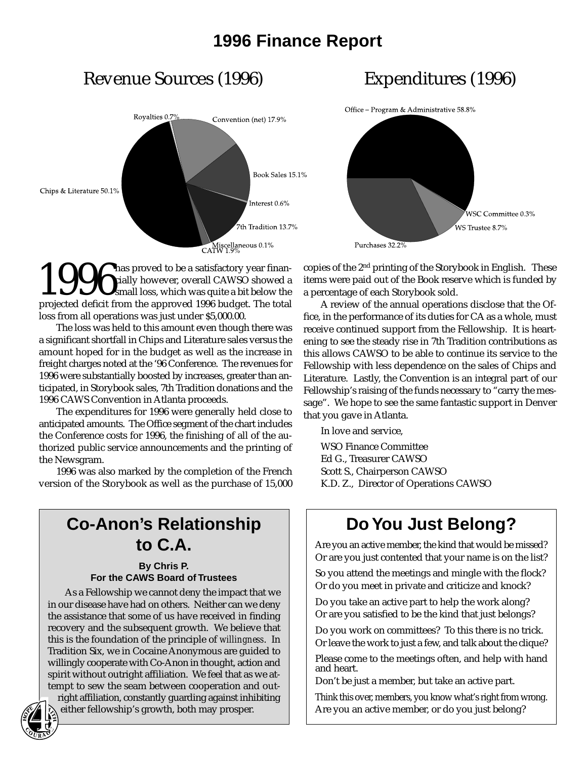# 1996 Finance Report

## Revenue Sources (1996)

Royalties 0.7%
Convention (net) 17.9%
Book Sales 15.1%
Interest 0.6%
7th Tradition 13.7%
Miscellaneous 0.1%
CATW 1.9%
Chips & Literature 50.1%

## Expenditures (1996)

Office – Program & Administrative 58.8%
WSC Committee 0.3%
WS Trustee 8.7%
Purchases 32.2%

1996 has proved to be a satisfactory year financially however, overall CAWSO showed a small loss, which was quite a bit below the projected deficit from the approved 1996 budget. The total loss from all operations was just under $5,000.00.

The loss was held to this amount even though there was a significant shortfall in Chips and Literature sales versus the amount hoped for in the budget as well as the increase in freight charges noted at the '96 Conference. The revenues for 1996 were substantially boosted by increases, greater than anticipated, in Storybook sales, 7th Tradition donations and the 1996 CAWS Convention in Atlanta proceeds.

The expenditures for 1996 were generally held close to anticipated amounts. The Office segment of the chart includes the Conference costs for 1996, the finishing of all of the authorized public service announcements and the printing of the Newsgram.

1996 was also marked by the completion of the French version of the Storybook as well as the purchase of 15,000 copies of the 2nd printing of the Storybook in English. These items were paid out of the Book reserve which is funded by a percentage of each Storybook sold.

A review of the annual operations disclose that the Office, in the performance of its duties for CA as a whole, must receive continued support from the Fellowship. It is heartening to see the steady rise in 7th Tradition contributions as this allows CAWSO to be able to continue its service to the Fellowship with less dependence on the sales of Chips and Literature. Lastly, the Convention is an integral part of our Fellowship's raising of the funds necessary to "carry the message". We hope to see the same fantastic support in Denver that you gave in Atlanta.

In love and service,

WSO Finance Committee
Ed G., Treasurer CAWSO
Scott S., Chairperson CAWSO
K.D. Z., Director of Operations CAWSO

## Co-Anon's Relationship to C.A.

**By Chris P.**
**For the CAWS Board of Trustees**

As a Fellowship we cannot deny the impact that we in our disease have had on others. Neither can we deny the assistance that some of us have received in finding recovery and the subsequent growth. We believe that this is the foundation of the principle of *willingness*. In Tradition Six, we in Cocaine Anonymous are guided to willingly cooperate with Co-Anon in thought, action and spirit without outright affiliation. We feel that as we attempt to sew the seam between cooperation and outright affiliation, constantly guarding against inhibiting either fellowship's growth, both may prosper.

## Do You Just Belong?

Are you an active member, the kind that would be missed?
Or are you just contented that your name is on the list?

So you attend the meetings and mingle with the flock?
Or do you meet in private and criticize and knock?

Do you take an active part to help the work along?
Or are you satisfied to be the kind that just belongs?

Do you work on committees? To this there is no trick.
Or leave the work to just a few, and talk about the clique?

Please come to the meetings often, and help with hand and heart.
Don't be just a member, but take an active part.

Think this over, members, you know what's right from wrong.
Are you an active member, or do you just belong?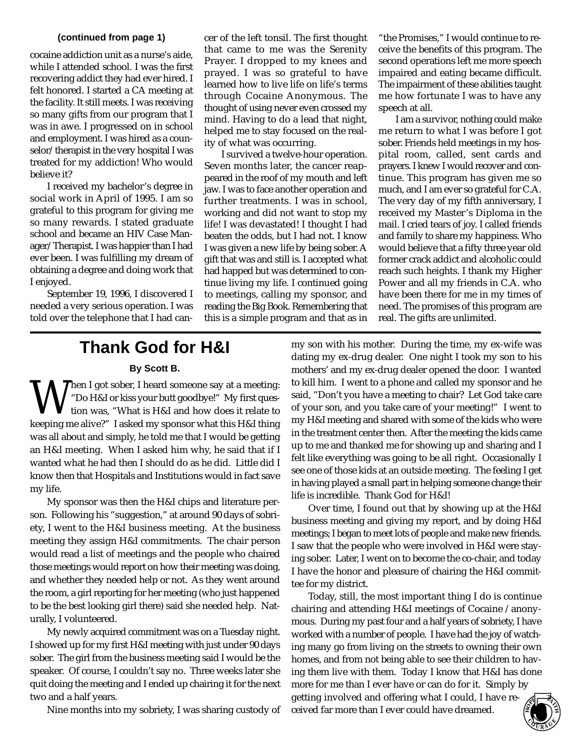(continued from page 1)

cocaine addiction unit as a nurse's aide, while I attended school. I was the first recovering addict they had ever hired. I felt honored. I started a CA meeting at the facility. It still meets. I was receiving so many gifts from our program that I was in awe. I progressed on in school and employment. I was hired as a counselor/therapist in the very hospital I was treated for my addiction! Who would believe it?

I received my bachelor's degree in social work in April of 1995. I am so grateful to this program for giving me so many rewards. I stated graduate school and became an HIV Case Manager/Therapist. I was happier than I had ever been. I was fulfilling my dream of obtaining a degree and doing work that I enjoyed.

September 19, 1996, I discovered I needed a very serious operation. I was told over the telephone that I had cancer of the left tonsil. The first thought that came to me was the Serenity Prayer. I dropped to my knees and prayed. I was so grateful to have learned how to live life on life's terms through Cocaine Anonymous. The thought of using never even crossed my mind. Having to do a lead that night, helped me to stay focused on the reality of what was occurring.

I survived a twelve-hour operation. Seven months later, the cancer reappeared in the roof of my mouth and left jaw. I was to face another operation and further treatments. I was in school, working and did not want to stop my life! I was devastated! I thought I had beaten the odds, but I had not. I know I was given a new life by being sober. A gift that was and still is. I accepted what had happed but was determined to continue living my life. I continued going to meetings, calling my sponsor, and reading the Big Book. Remembering that this is a simple program and that as in "the Promises," I would continue to receive the benefits of this program. The second operations left me more speech impaired and eating became difficult. The impairment of these abilities taught me how fortunate I was to have any speech at all.

I am a survivor, nothing could make me return to what I was before I got sober. Friends held meetings in my hospital room, called, sent cards and prayers. I knew I would recover and continue. This program has given me so much, and I am ever so grateful for C.A. The very day of my fifth anniversary, I received my Master's Diploma in the mail. I cried tears of joy. I called friends and family to share my happiness. Who would believe that a fifty three year old former crack addict and alcoholic could reach such heights. I thank my Higher Power and all my friends in C.A. who have been there for me in my times of need. The promises of this program are real. The gifts are unlimited.

---

# Thank God for H&I

**By Scott B.**

When I got sober, I heard someone say at a meeting: "Do H&I or kiss your butt goodbye!" My first question was, "What is H&I and how does it relate to keeping me alive?" I asked my sponsor what this H&I thing was all about and simply, he told me that I would be getting an H&I meeting. When I asked him why, he said that if I wanted what he had then I should do as he did. Little did I know then that Hospitals and Institutions would in fact save my life.

My sponsor was then the H&I chips and literature person. Following his "suggestion," at around 90 days of sobriety, I went to the H&I business meeting. At the business meeting they assign H&I commitments. The chair person would read a list of meetings and the people who chaired those meetings would report on how their meeting was doing, and whether they needed help or not. As they went around the room, a girl reporting for her meeting (who just happened to be the best looking girl there) said she needed help. Naturally, I volunteered.

My newly acquired commitment was on a Tuesday night. I showed up for my first H&I meeting with just under 90 days sober. The girl from the business meeting said I would be the speaker. Of course, I couldn't say no. Three weeks later she quit doing the meeting and I ended up chairing it for the next two and a half years.

Nine months into my sobriety, I was sharing custody of my son with his mother. During the time, my ex-wife was dating my ex-drug dealer. One night I took my son to his mothers' and my ex-drug dealer opened the door. I wanted to kill him. I went to a phone and called my sponsor and he said, "Don't you have a meeting to chair? Let God take care of your son, and you take care of your meeting!" I went to my H&I meeting and shared with some of the kids who were in the treatment center then. After the meeting the kids came up to me and thanked me for showing up and sharing and I felt like everything was going to be all right. Occasionally I see one of those kids at an outside meeting. The feeling I get in having played a small part in helping someone change their life is incredible. Thank God for H&I!

Over time, I found out that by showing up at the H&I business meeting and giving my report, and by doing H&I meetings; I began to meet lots of people and make new friends. I saw that the people who were involved in H&I were staying sober. Later, I went on to become the co-chair, and today I have the honor and pleasure of chairing the H&I committee for my district.

Today, still, the most important thing I do is continue chairing and attending H&I meetings of Cocaine /anonymous. During my past four and a half years of sobriety, I have worked with a number of people. I have had the joy of watching many go from living on the streets to owning their own homes, and from not being able to see their children to having them live with them. Today I know that H&I has done more for me than I ever have or can do for it. Simply by getting involved and offering what I could, I have received far more than I ever could have dreamed.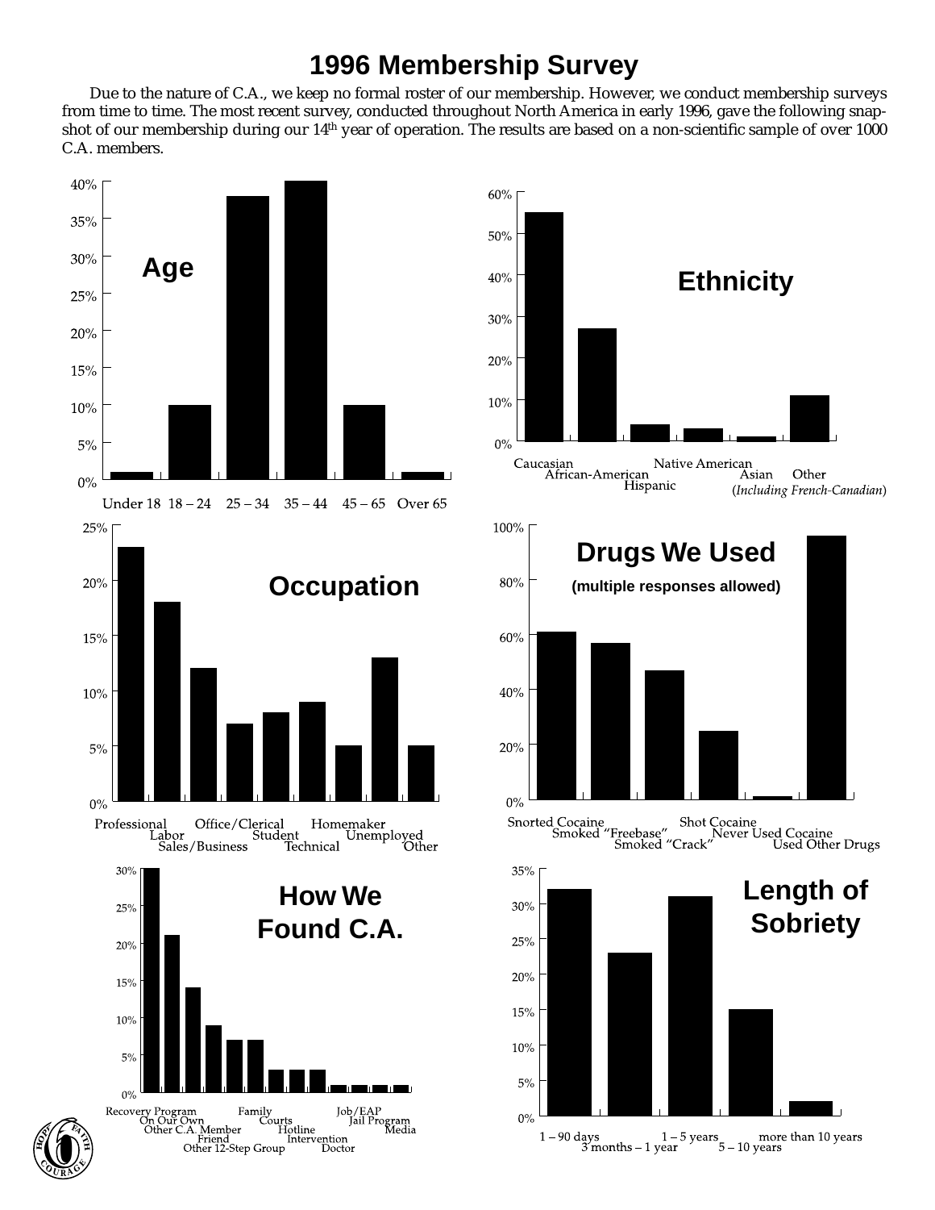# 1996 Membership Survey

Due to the nature of C.A., we keep no formal roster of our membership. However, we conduct membership surveys from time to time. The most recent survey, conducted throughout North America in early 1996, gave the following snapshot of our membership during our 14th year of operation. The results are based on a non-scientific sample of over 1000 C.A. members.

**Age**

Under 18 · 18 – 24 · 25 – 34 · 35 – 44 · 45 – 65 · Over 65

**Ethnicity**

Caucasian · African-American · Hispanic · Native American · Asian · Other (*Including French-Canadian*)

**Occupation**

Professional · Labor · Sales/Business · Office/Clerical · Student · Technical · Homemaker · Unemployed · Other

**Drugs We Used**

**(multiple responses allowed)**

Snorted Cocaine · Smoked "Freebase" · Smoked "Crack" · Shot Cocaine · Never Used Cocaine · Used Other Drugs

**How We Found C.A.**

Recovery Program · On Our Own · Other C.A. Member · Friend · Other 12-Step Group · Family · Courts · Hotline · Intervention · Doctor · Job/EAP · Jail Program · Media

**Length of Sobriety**

1 – 90 days · 3 months – 1 year · 1 – 5 years · 5 – 10 years · more than 10 years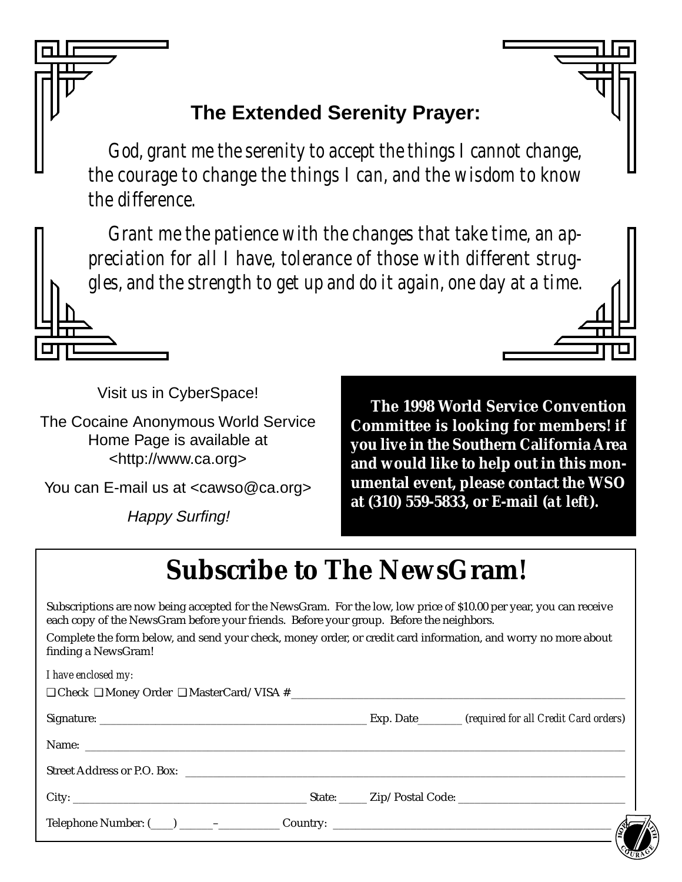## The Extended Serenity Prayer:

*God, grant me the serenity to accept the things I cannot change, the courage to change the things I can, and the wisdom to know the difference.*

*Grant me the patience with the changes that take time, an appreciation for all I have, tolerance of those with different struggles, and the strength to get up and do it again, one day at a time.*

Visit us in CyberSpace!

The Cocaine Anonymous World Service Home Page is available at <http://www.ca.org>

You can E-mail us at <cawso@ca.org>

*Happy Surfing!*

**The 1998 World Service Convention Committee is looking for members! if you live in the Southern California Area and would like to help out in this monumental event, please contact the WSO at (310) 559-5833, or E-mail (*at left*).**

# Subscribe to The NewsGram!

Subscriptions are now being accepted for the NewsGram. For the low, low price of $10.00 per year, you can receive each copy of the NewsGram before your friends. Before your group. Before the neighbors.

Complete the form below, and send your check, money order, or credit card information, and worry no more about finding a NewsGram!

*I have enclosed my:*

❑ Check ❑ Money Order ❑ MasterCard/VISA #\_\_\_\_\_\_\_\_\_\_\_\_\_\_\_\_\_\_\_\_\_\_\_\_\_\_\_\_\_\_\_\_

Signature: \_\_\_\_\_\_\_\_\_\_\_\_\_\_\_\_\_\_\_\_\_\_\_\_\_\_\_\_ Exp. Date\_\_\_\_\_\_\_\_ *(required for all Credit Card orders)*

Name: \_\_\_\_\_\_\_\_\_\_\_\_\_\_\_\_\_\_\_\_\_\_\_\_\_\_\_\_\_\_\_\_\_\_\_\_\_\_\_\_\_\_

Street Address or P.O. Box: \_\_\_\_\_\_\_\_\_\_\_\_\_\_\_\_\_\_\_\_\_\_\_\_\_\_\_\_\_\_\_\_

City: \_\_\_\_\_\_\_\_\_\_\_\_\_\_\_\_\_\_\_\_\_\_\_\_ State: \_\_\_\_\_ Zip/Postal Code: \_\_\_\_\_\_\_\_\_\_\_\_\_\_\_\_\_\_

Telephone Number: (\_\_\_\_) \_\_\_\_\_\_–\_\_\_\_\_\_\_\_\_\_\_ Country: \_\_\_\_\_\_\_\_\_\_\_\_\_\_\_\_\_\_\_\_\_\_\_\_\_\_\_\_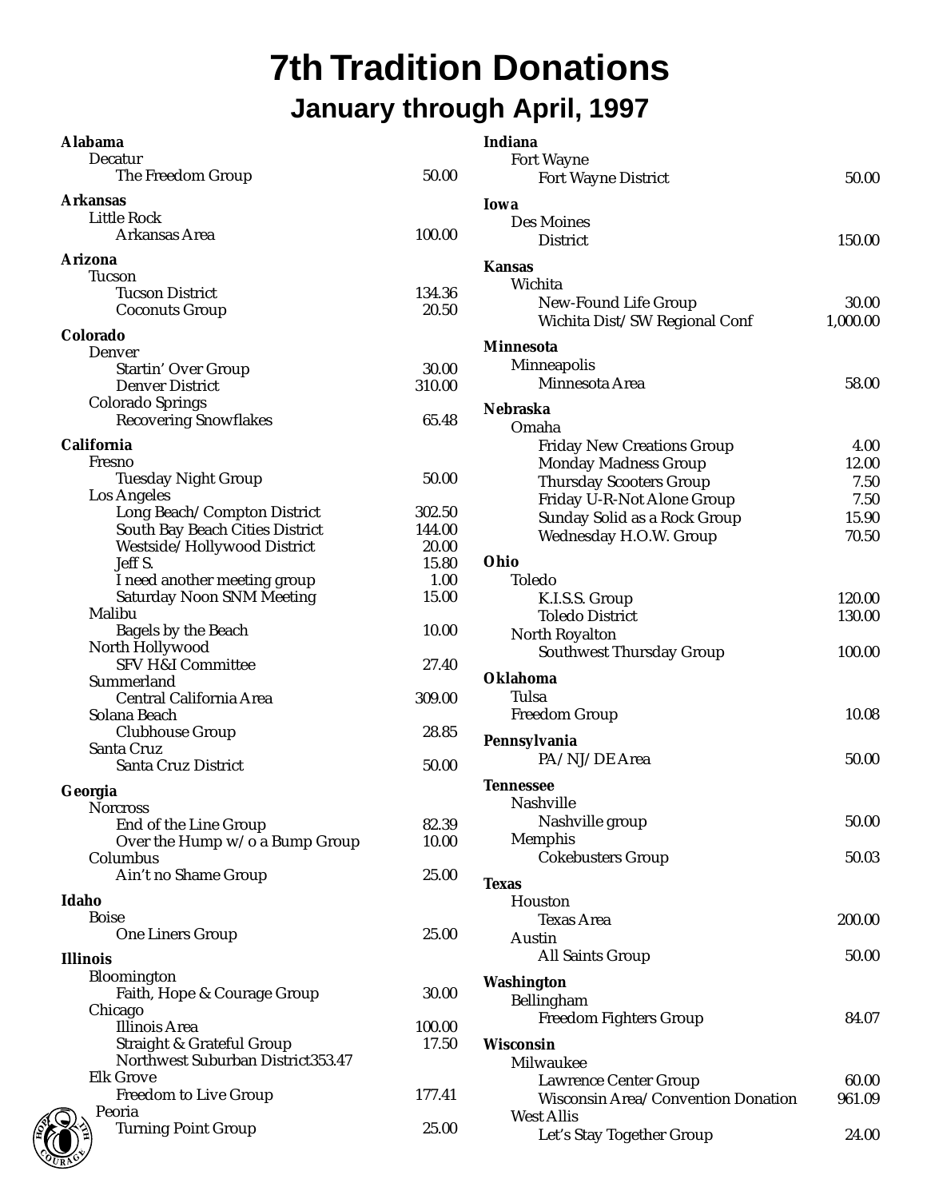# 7th Tradition Donations

## January through April, 1997

**Alabama**
Decatur
The Freedom Group 50.00

**Arkansas**
Little Rock
Arkansas Area 100.00

**Arizona**
Tucson
Tucson District 134.36
Coconuts Group 20.50

**Colorado**
Denver
Startin' Over Group 30.00
Denver District 310.00
Colorado Springs
Recovering Snowflakes 65.48

**California**
Fresno
Tuesday Night Group 50.00
Los Angeles
Long Beach/Compton District 302.50
South Bay Beach Cities District 144.00
Westside/Hollywood District 20.00
Jeff S. 15.80
I need another meeting group 1.00
Saturday Noon SNM Meeting 15.00
Malibu
Bagels by the Beach 10.00
North Hollywood
SFV H&I Committee 27.40
Summerland
Central California Area 309.00
Solana Beach
Clubhouse Group 28.85
Santa Cruz
Santa Cruz District 50.00

**Georgia**
Norcross
End of the Line Group 82.39
Over the Hump w/o a Bump Group 10.00
Columbus
Ain't no Shame Group 25.00

**Idaho**
Boise
One Liners Group 25.00

**Illinois**
Bloomington
Faith, Hope & Courage Group 30.00
Chicago
Illinois Area 100.00
Straight & Grateful Group 17.50
Northwest Suburban District353.47
Elk Grove
Freedom to Live Group 177.41
Peoria
Turning Point Group 25.00

**Indiana**
Fort Wayne
Fort Wayne District 50.00

**Iowa**
Des Moines
District 150.00

**Kansas**
Wichita
New-Found Life Group 30.00
Wichita Dist/SW Regional Conf 1,000.00

**Minnesota**
Minneapolis
Minnesota Area 58.00

**Nebraska**
Omaha
Friday New Creations Group 4.00
Monday Madness Group 12.00
Thursday Scooters Group 7.50
Friday U-R-Not Alone Group 7.50
Sunday Solid as a Rock Group 15.90
Wednesday H.O.W. Group 70.50

**Ohio**
Toledo
K.I.S.S. Group 120.00
Toledo District 130.00
North Royalton
Southwest Thursday Group 100.00

**Oklahoma**
Tulsa
Freedom Group 10.08

**Pennsylvania**
PA/NJ/DE Area 50.00

**Tennessee**
Nashville
Nashville group 50.00
Memphis
Cokebusters Group 50.03

**Texas**
Houston
Texas Area 200.00
Austin
All Saints Group 50.00

**Washington**
Bellingham
Freedom Fighters Group 84.07

**Wisconsin**
Milwaukee
Lawrence Center Group 60.00
Wisconsin Area/Convention Donation 961.09
West Allis
Let's Stay Together Group 24.00